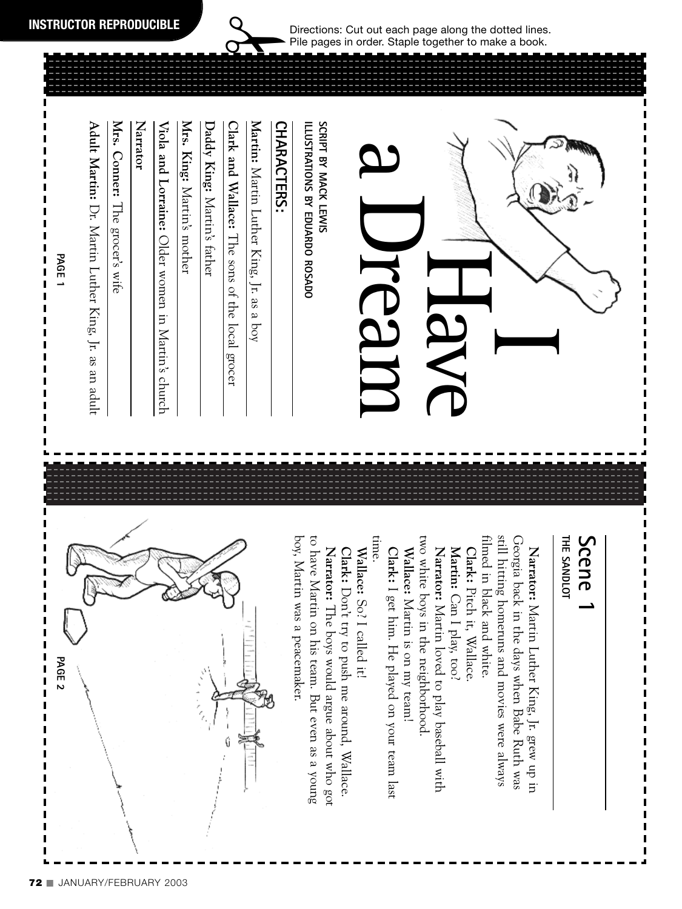INSTRUCTOR REPRODUCIBLE

Directions: Cut out each page along the dotted lines. Pile pages in order. Staple together to make a book.

# I Have a Dream

SCRIPT BY MACK LEWIS
ILLUSTRATIONS BY EDUARDO ROSADO

## CHARACTERS:

**Martin:** Martin Luther King, Jr. as a boy

**Clark and Wallace:** The sons of the local grocer

**Daddy King:** Martin's father

**Mrs. King:** Martin's mother

**Viola and Lorraine:** Older women in Martin's church

**Narrator**

**Mrs. Conner:** The grocer's wife

**Adult Martin:** Dr. Martin Luther King, Jr. as an adult

PAGE 1

## Scene 1

### THE SANDLOT

**Narrator:** Martin Luther King, Jr. grew up in Georgia back in the days when Babe Ruth was still hitting homeruns and movies were always filmed in black and white.

**Clark:** Pitch it, Wallace.

**Martin:** Can I play, too?

**Narrator:** Martin loved to play baseball with two white boys in the neighborhood.

**Wallace:** Martin is on my team!

**Clark:** I get him. He played on your team last time.

**Wallace:** So? I called it!

**Clark:** Don't try to push me around, Wallace.

**Narrator:** The boys would argue about who got to have Martin on his team. But even as a young boy, Martin was a peacemaker.

PAGE 2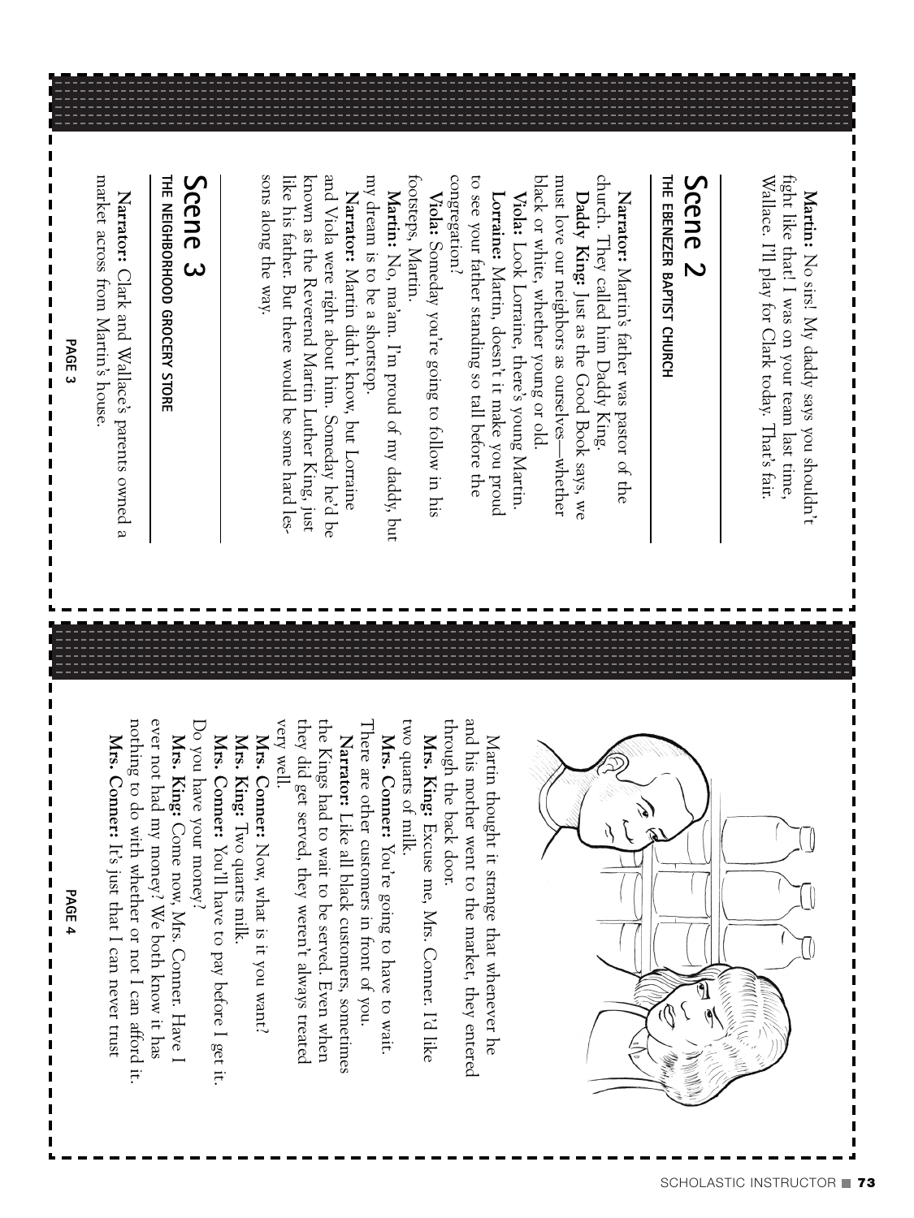**Martin:** No sirs! My daddy says you shouldn't fight like that! I was on your team last time, Wallace. I'll play for Clark today. That's fair.

## Scene 2

### THE EBENEZER BAPTIST CHURCH

**Narrator:** Martin's father was pastor of the church. They called him Daddy King.

**Daddy King:** Just as the Good Book says, we must love our neighbors as ourselves—whether black or white, whether young or old.

**Viola:** Look Lorraine, there's young Martin.

**Lorraine:** Martin, doesn't it make you proud to see your father standing so tall before the congregation?

**Viola:** Someday you're going to follow in his footsteps, Martin.

**Martin:** No, ma'am. I'm proud of my daddy, but my dream is to be a shortstop.

**Narrator:** Martin didn't know, but Lorraine and Viola were right about him. Someday he'd be known as the Reverend Martin Luther King, just like his father. But there would be some hard lessons along the way.

## Scene 3

### THE NEIGHBORHOOD GROCERY STORE

**Narrator:** Clark and Wallace's parents owned a market across from Martin's house.

Martin thought it strange that whenever he and his mother went to the market, they entered through the back door.

**Mrs. King:** Excuse me, Mrs. Conner. I'd like two quarts of milk.

**Mrs. Conner:** You're going to have to wait. There are other customers in front of you.

**Narrator:** Like all black customers, sometimes the Kings had to wait to be served. Even when they did get served, they weren't always treated very well.

**Mrs. Conner:** Now, what is it you want?

**Mrs. King:** Two quarts milk.

**Mrs. Conner:** You'll have to pay before I get it. Do you have your money?

**Mrs. King:** Come now, Mrs. Conner. Have I ever not had my money? We both know it has nothing to do with whether or not I can afford it.

**Mrs. Conner:** It's just that I can never trust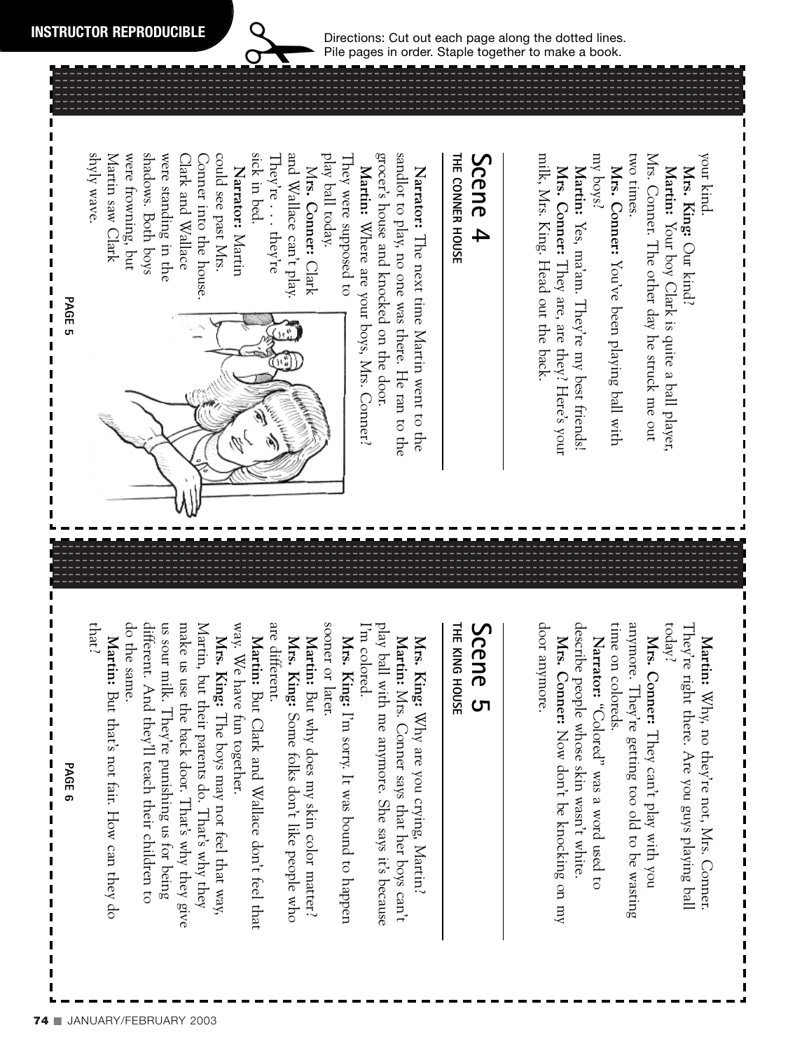INSTRUCTOR REPRODUCIBLE

Directions: Cut out each page along the dotted lines. Pile pages in order. Staple together to make a book.

your kind.

**Mrs. King:** Our kind?

**Martin:** Your boy Clark is quite a ball player, Mrs. Conner. The other day he struck me out two times.

**Mrs. Conner:** You've been playing ball with my boys?

**Martin:** Yes, ma'am. They're my best friends!

**Mrs. Conner:** They are, are they? Here's your milk, Mrs. King. Head out the back.

## Scene 4

### THE CONNER HOUSE

**Narrator:** The next time Martin went to the sandlot to play, no one was there. He ran to the grocer's house and knocked on the door.

**Martin:** Where are your boys, Mrs. Conner? They were supposed to play ball today.

**Mrs. Conner:** Clark and Wallace can't play. They're . . . they're sick in bed.

**Narrator:** Martin could see past Mrs. Conner into the house. Clark and Wallace were standing in the shadows. Both boys were frowning, but Martin saw Clark shyly wave.

PAGE 5

**Martin:** Why, no they're not, Mrs. Conner. They're right there. Are you guys playing ball today?

**Mrs. Conner:** They can't play with you anymore. They're getting too old to be wasting time on coloreds.

**Narrator:** "Colored" was a word used to describe people whose skin wasn't white.

**Mrs. Conner:** Now don't be knocking on my door anymore.

## Scene 5

### THE KING HOUSE

**Mrs. King:** Why are you crying, Martin?

**Martin:** Mrs. Conner says that her boys can't play ball with me anymore. She says it's because I'm colored.

**Mrs. King:** I'm sorry. It was bound to happen sooner or later.

**Martin:** But why does my skin color matter?

**Mrs. King:** Some folks don't like people who are different.

**Martin:** But Clark and Wallace don't feel that way. We have fun together.

**Mrs. King:** The boys may not feel that way, Martin, but their parents do. That's why they make us use the back door. That's why they give us sour milk. They're punishing us for being different. And they'll teach their children to do the same.

**Martin:** But that's not fair. How can they do that?

PAGE 6